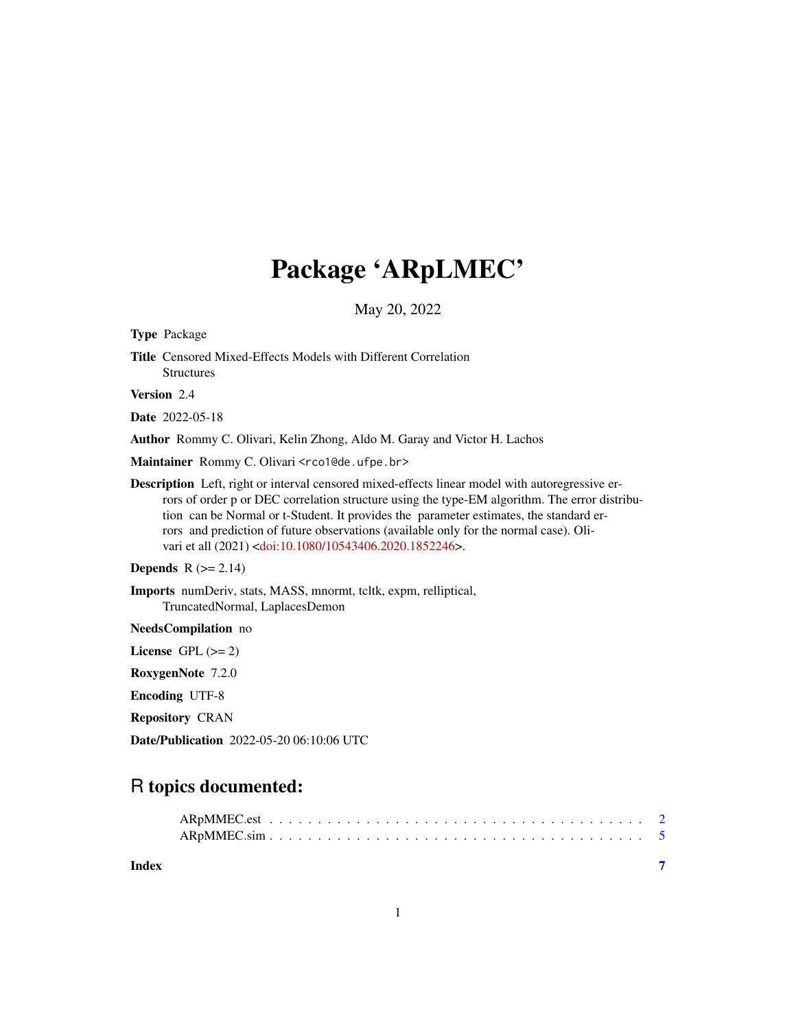# Package 'ARpLMEC'

May 20, 2022

**Type** Package

**Title** Censored Mixed-Effects Models with Different Correlation Structures

**Version** 2.4

**Date** 2022-05-18

**Author** Rommy C. Olivari, Kelin Zhong, Aldo M. Garay and Victor H. Lachos

**Maintainer** Rommy C. Olivari <rco1@de.ufpe.br>

**Description** Left, right or interval censored mixed-effects linear model with autoregressive errors of order p or DEC correlation structure using the type-EM algorithm. The error distribution can be Normal or t-Student. It provides the parameter estimates, the standard errors and prediction of future observations (available only for the normal case). Olivari et all (2021) <doi:10.1080/10543406.2020.1852246>.

**Depends** R (>= 2.14)

**Imports** numDeriv, stats, MASS, mnormt, tcltk, expm, relliptical, TruncatedNormal, LaplacesDemon

**NeedsCompilation** no

**License** GPL (>= 2)

**RoxygenNote** 7.2.0

**Encoding** UTF-8

**Repository** CRAN

**Date/Publication** 2022-05-20 06:10:06 UTC

## R topics documented:

ARpMMEC.est . . . . . . . . . . . . . . . . . . . . . . . . . . . . . . . . . . . . . . 2
ARpMMEC.sim . . . . . . . . . . . . . . . . . . . . . . . . . . . . . . . . . . . . . . 5

**Index** 7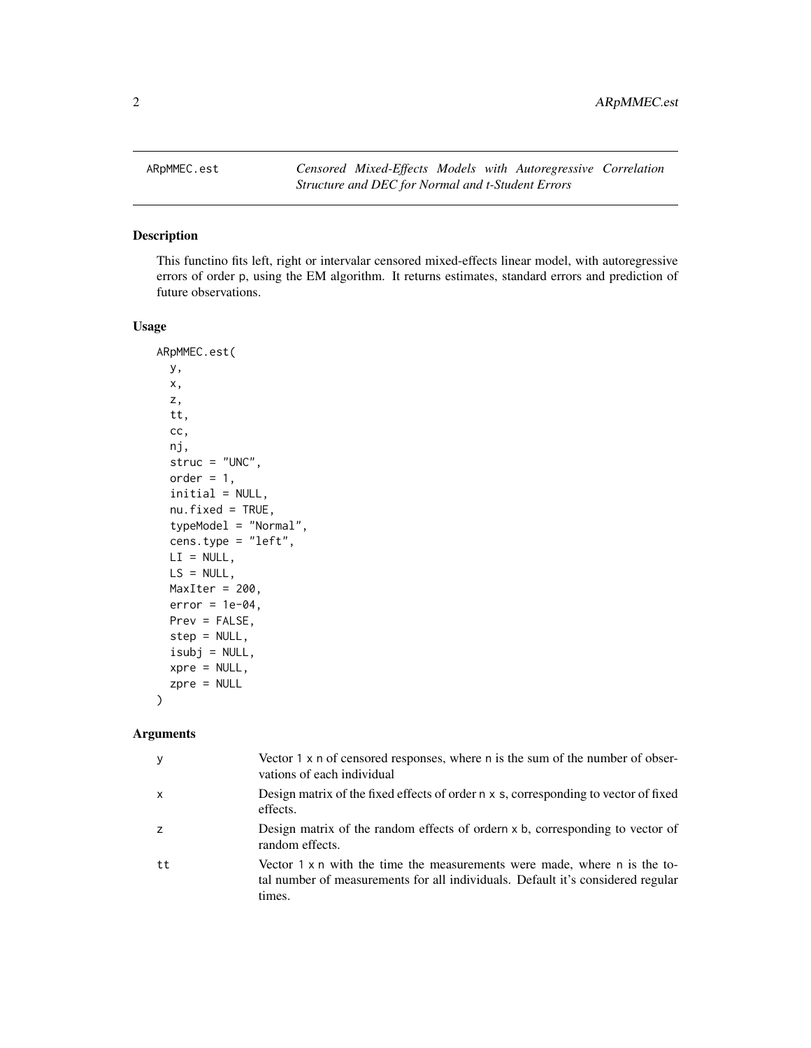ARpMMEC.est — *Censored Mixed-Effects Models with Autoregressive Correlation Structure and DEC for Normal and t-Student Errors*

## Description

This functino fits left, right or intervalar censored mixed-effects linear model, with autoregressive errors of order p, using the EM algorithm. It returns estimates, standard errors and prediction of future observations.

## Usage

```
ARpMMEC.est(
  y,
  x,
  z,
  tt,
  cc,
  nj,
  struc = "UNC",
  order = 1,
  initial = NULL,
  nu.fixed = TRUE,
  typeModel = "Normal",
  cens.type = "left",
  LI = NULL,
  LS = NULL,
  MaxIter = 200,
  error = 1e-04,
  Prev = FALSE,
  step = NULL,
  isubj = NULL,
  xpre = NULL,
  zpre = NULL
)
```

## Arguments

| | |
|---|---|
| y | Vector 1 x n of censored responses, where n is the sum of the number of observations of each individual |
| x | Design matrix of the fixed effects of order n x s, corresponding to vector of fixed effects. |
| z | Design matrix of the random effects of ordern x b, corresponding to vector of random effects. |
| tt | Vector 1 x n with the time the measurements were made, where n is the total number of measurements for all individuals. Default it's considered regular times. |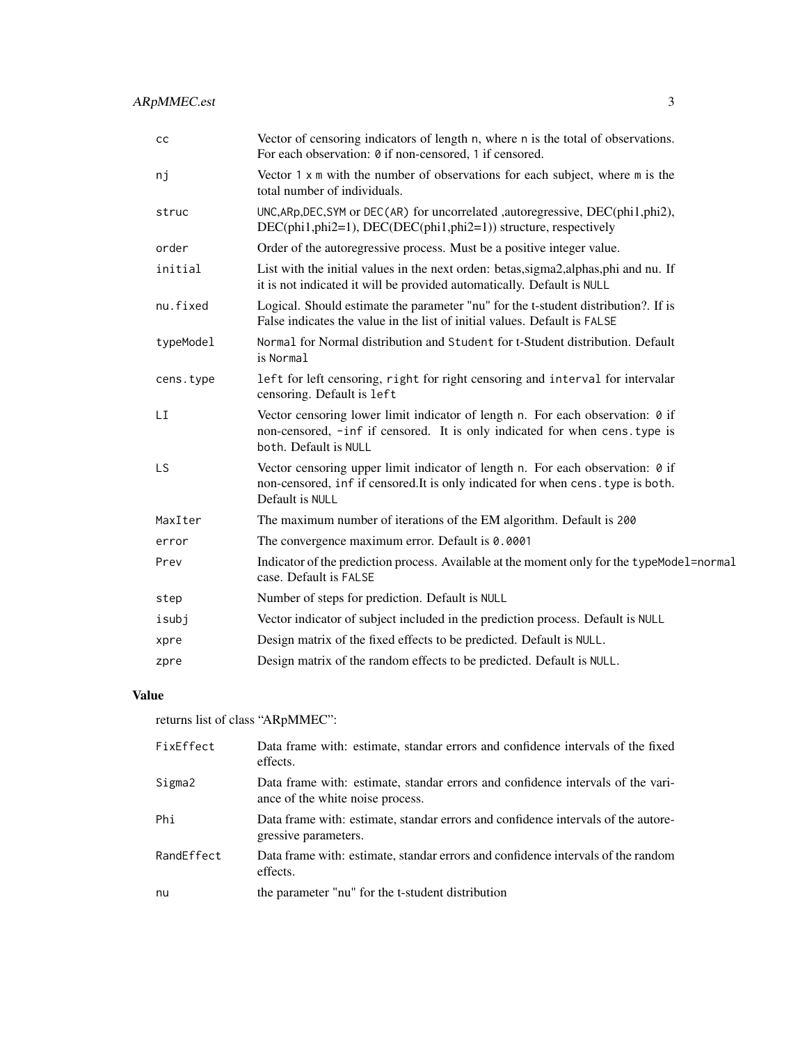| | |
|---|---|
| cc | Vector of censoring indicators of length n, where n is the total of observations. For each observation: 0 if non-censored, 1 if censored. |
| nj | Vector 1 x m with the number of observations for each subject, where m is the total number of individuals. |
| struc | UNC,ARp,DEC,SYM or DEC(AR) for uncorrelated ,autoregressive, DEC(phi1,phi2), DEC(phi1,phi2=1), DEC(DEC(phi1,phi2=1)) structure, respectively |
| order | Order of the autoregressive process. Must be a positive integer value. |
| initial | List with the initial values in the next orden: betas,sigma2,alphas,phi and nu. If it is not indicated it will be provided automatically. Default is NULL |
| nu.fixed | Logical. Should estimate the parameter "nu" for the t-student distribution?. If is False indicates the value in the list of initial values. Default is FALSE |
| typeModel | Normal for Normal distribution and Student for t-Student distribution. Default is Normal |
| cens.type | left for left censoring, right for right censoring and interval for intervalar censoring. Default is left |
| LI | Vector censoring lower limit indicator of length n. For each observation: 0 if non-censored, -inf if censored. It is only indicated for when cens.type is both. Default is NULL |
| LS | Vector censoring upper limit indicator of length n. For each observation: 0 if non-censored, inf if censored.It is only indicated for when cens.type is both. Default is NULL |
| MaxIter | The maximum number of iterations of the EM algorithm. Default is 200 |
| error | The convergence maximum error. Default is 0.0001 |
| Prev | Indicator of the prediction process. Available at the moment only for the typeModel=normal case. Default is FALSE |
| step | Number of steps for prediction. Default is NULL |
| isubj | Vector indicator of subject included in the prediction process. Default is NULL |
| xpre | Design matrix of the fixed effects to be predicted. Default is NULL. |
| zpre | Design matrix of the random effects to be predicted. Default is NULL. |

## Value

returns list of class "ARpMMEC":

| | |
|---|---|
| FixEffect | Data frame with: estimate, standar errors and confidence intervals of the fixed effects. |
| Sigma2 | Data frame with: estimate, standar errors and confidence intervals of the variance of the white noise process. |
| Phi | Data frame with: estimate, standar errors and confidence intervals of the autoregressive parameters. |
| RandEffect | Data frame with: estimate, standar errors and confidence intervals of the random effects. |
| nu | the parameter "nu" for the t-student distribution |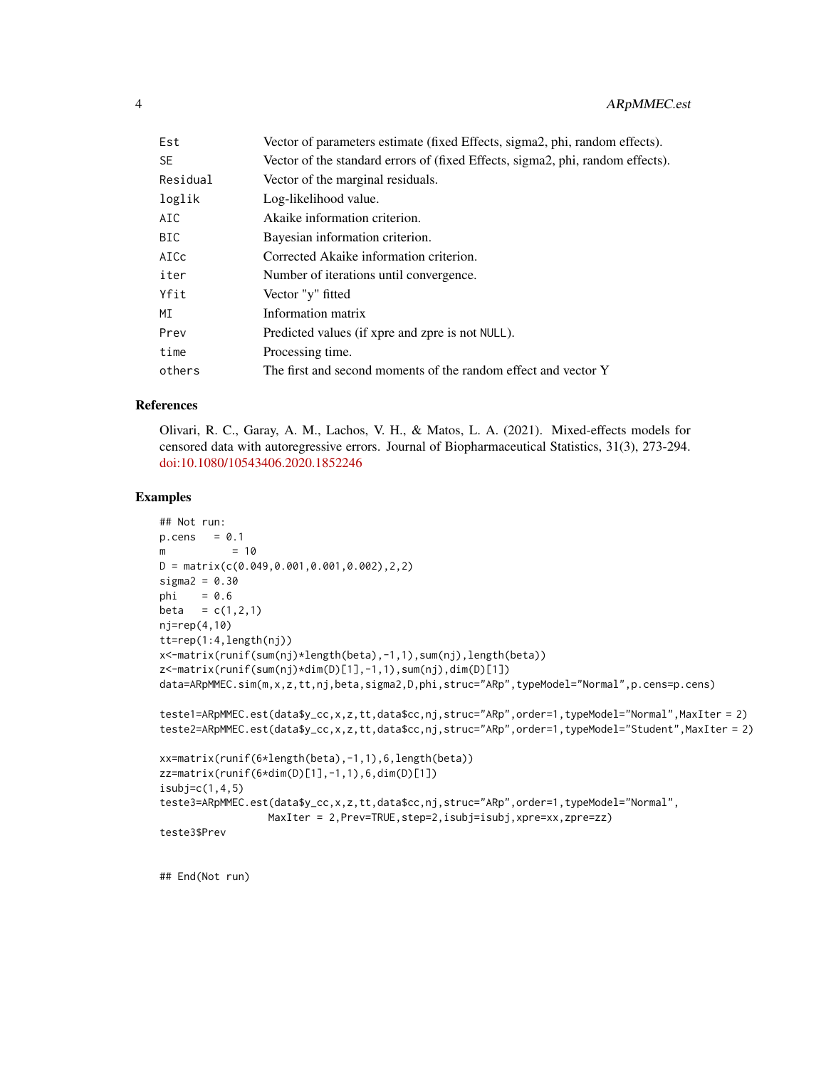| | |
|---|---|
| Est | Vector of parameters estimate (fixed Effects, sigma2, phi, random effects). |
| SE | Vector of the standard errors of (fixed Effects, sigma2, phi, random effects). |
| Residual | Vector of the marginal residuals. |
| loglik | Log-likelihood value. |
| AIC | Akaike information criterion. |
| BIC | Bayesian information criterion. |
| AICc | Corrected Akaike information criterion. |
| iter | Number of iterations until convergence. |
| Yfit | Vector "y" fitted |
| MI | Information matrix |
| Prev | Predicted values (if xpre and zpre is not NULL). |
| time | Processing time. |
| others | The first and second moments of the random effect and vector Y |

### References

Olivari, R. C., Garay, A. M., Lachos, V. H., & Matos, L. A. (2021). Mixed-effects models for censored data with autoregressive errors. Journal of Biopharmaceutical Statistics, 31(3), 273-294. doi:10.1080/10543406.2020.1852246

### Examples

```
## Not run:
p.cens   = 0.1
m          = 10
D = matrix(c(0.049,0.001,0.001,0.002),2,2)
sigma2 = 0.30
phi    = 0.6
beta   = c(1,2,1)
nj=rep(4,10)
tt=rep(1:4,length(nj))
x<-matrix(runif(sum(nj)*length(beta),-1,1),sum(nj),length(beta))
z<-matrix(runif(sum(nj)*dim(D)[1],-1,1),sum(nj),dim(D)[1])
data=ARpMMEC.sim(m,x,z,tt,nj,beta,sigma2,D,phi,struc="ARp",typeModel="Normal",p.cens=p.cens)

teste1=ARpMMEC.est(data$y_cc,x,z,tt,data$cc,nj,struc="ARp",order=1,typeModel="Normal",MaxIter = 2)
teste2=ARpMMEC.est(data$y_cc,x,z,tt,data$cc,nj,struc="ARp",order=1,typeModel="Student",MaxIter = 2)

xx=matrix(runif(6*length(beta),-1,1),6,length(beta))
zz=matrix(runif(6*dim(D)[1],-1,1),6,dim(D)[1])
isubj=c(1,4,5)
teste3=ARpMMEC.est(data$y_cc,x,z,tt,data$cc,nj,struc="ARp",order=1,typeModel="Normal",
                   MaxIter = 2,Prev=TRUE,step=2,isubj=isubj,xpre=xx,zpre=zz)
teste3$Prev


## End(Not run)
```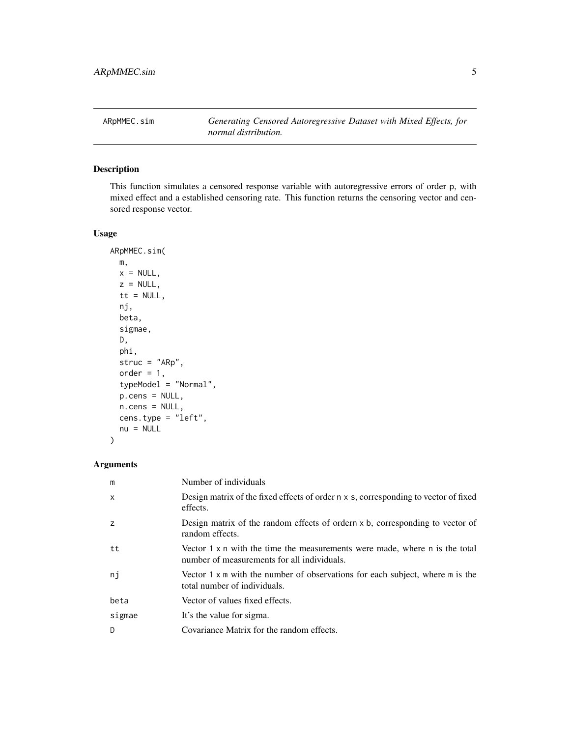# ARpMMEC.sim

*Generating Censored Autoregressive Dataset with Mixed Effects, for normal distribution.*

## Description

This function simulates a censored response variable with autoregressive errors of order p, with mixed effect and a established censoring rate. This function returns the censoring vector and censored response vector.

## Usage

```
ARpMMEC.sim(
  m,
  x = NULL,
  z = NULL,
  tt = NULL,
  nj,
  beta,
  sigmae,
  D,
  phi,
  struc = "ARp",
  order = 1,
  typeModel = "Normal",
  p.cens = NULL,
  n.cens = NULL,
  cens.type = "left",
  nu = NULL
)
```

## Arguments

| | |
|---|---|
| m | Number of individuals |
| x | Design matrix of the fixed effects of order n x s, corresponding to vector of fixed effects. |
| z | Design matrix of the random effects of ordern x b, corresponding to vector of random effects. |
| tt | Vector 1 x n with the time the measurements were made, where n is the total number of measurements for all individuals. |
| nj | Vector 1 x m with the number of observations for each subject, where m is the total number of individuals. |
| beta | Vector of values fixed effects. |
| sigmae | It's the value for sigma. |
| D | Covariance Matrix for the random effects. |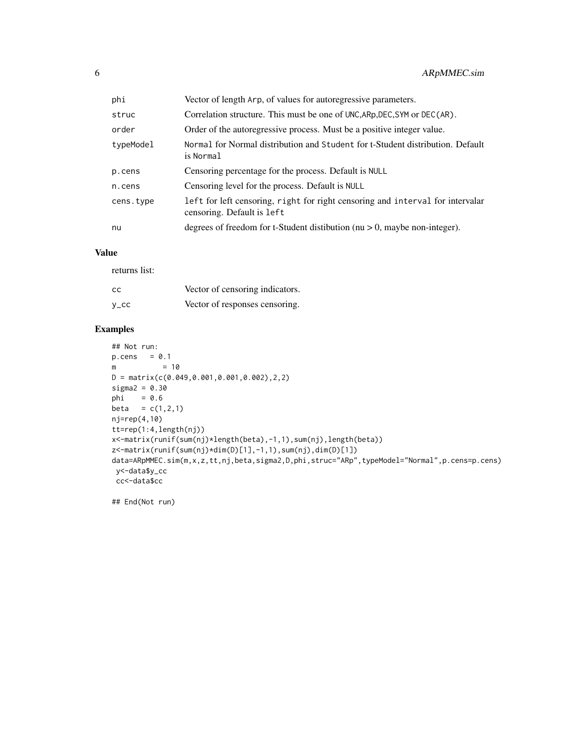| | |
|---|---|
| phi | Vector of length Arp, of values for autoregressive parameters. |
| struc | Correlation structure. This must be one of UNC,ARp,DEC,SYM or DEC(AR). |
| order | Order of the autoregressive process. Must be a positive integer value. |
| typeModel | Normal for Normal distribution and Student for t-Student distribution. Default is Normal |
| p.cens | Censoring percentage for the process. Default is NULL |
| n.cens | Censoring level for the process. Default is NULL |
| cens.type | left for left censoring, right for right censoring and interval for intervalar censoring. Default is left |
| nu | degrees of freedom for t-Student distibution (nu > 0, maybe non-integer). |

## Value

returns list:

| | |
|---|---|
| cc | Vector of censoring indicators. |
| y_cc | Vector of responses censoring. |

## Examples

```
## Not run:
p.cens   = 0.1
m          = 10
D = matrix(c(0.049,0.001,0.001,0.002),2,2)
sigma2 = 0.30
phi    = 0.6
beta   = c(1,2,1)
nj=rep(4,10)
tt=rep(1:4,length(nj))
x<-matrix(runif(sum(nj)*length(beta),-1,1),sum(nj),length(beta))
z<-matrix(runif(sum(nj)*dim(D)[1],-1,1),sum(nj),dim(D)[1])
data=ARpMMEC.sim(m,x,z,tt,nj,beta,sigma2,D,phi,struc="ARp",typeModel="Normal",p.cens=p.cens)
 y<-data$y_cc
 cc<-data$cc

## End(Not run)
```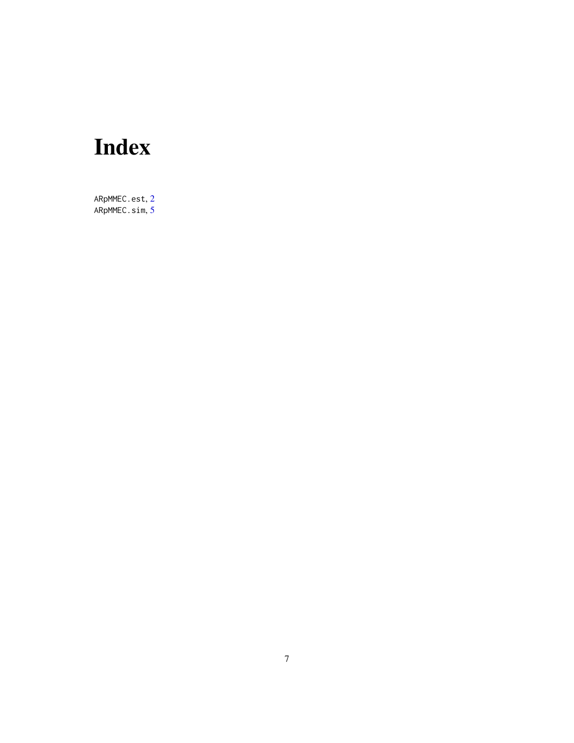# Index

ARpMMEC.est, 2
ARpMMEC.sim, 5